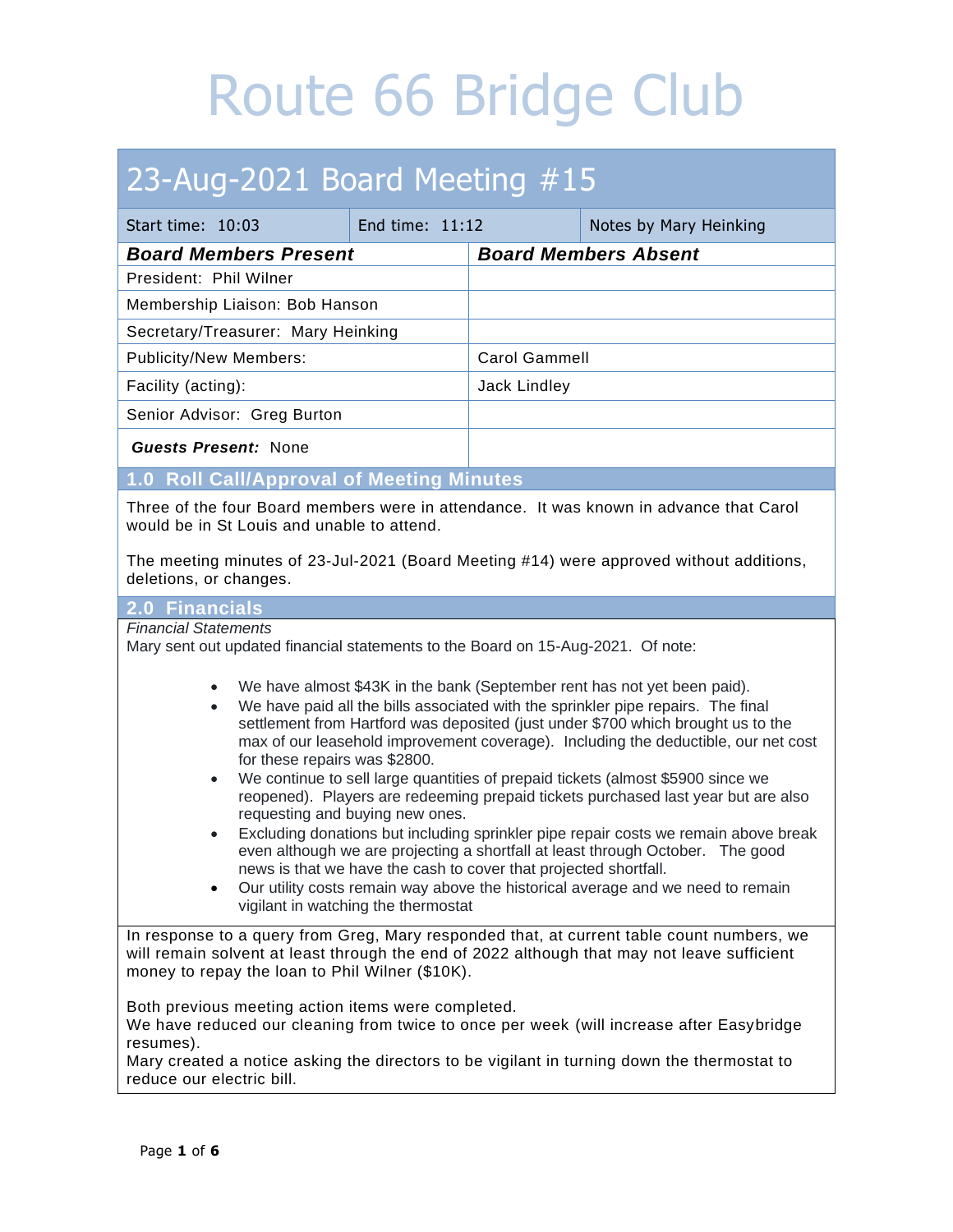# Route 66 Bridge Club

## 23-Aug-2021 Board Meeting #15

| Start time: 10:03 | End time: 11:12 | Notes by Mary Heinking |
|---|---|---|

| ***Board Members Present*** | ***Board Members Absent*** |
|---|---|
| President: Phil Wilner | |
| Membership Liaison: Bob Hanson | |
| Secretary/Treasurer: Mary Heinking | |
| Publicity/New Members: | Carol Gammell |
| Facility (acting): | Jack Lindley |
| Senior Advisor: Greg Burton | |
| ***Guests Present:*** None | |

### 1.0 Roll Call/Approval of Meeting Minutes

Three of the four Board members were in attendance. It was known in advance that Carol would be in St Louis and unable to attend.

The meeting minutes of 23-Jul-2021 (Board Meeting #14) were approved without additions, deletions, or changes.

### 2.0 Financials

*Financial Statements*

Mary sent out updated financial statements to the Board on 15-Aug-2021. Of note:

- We have almost $43K in the bank (September rent has not yet been paid).
- We have paid all the bills associated with the sprinkler pipe repairs. The final settlement from Hartford was deposited (just under $700 which brought us to the max of our leasehold improvement coverage). Including the deductible, our net cost for these repairs was $2800.
- We continue to sell large quantities of prepaid tickets (almost $5900 since we reopened). Players are redeeming prepaid tickets purchased last year but are also requesting and buying new ones.
- Excluding donations but including sprinkler pipe repair costs we remain above break even although we are projecting a shortfall at least through October. The good news is that we have the cash to cover that projected shortfall.
- Our utility costs remain way above the historical average and we need to remain vigilant in watching the thermostat

In response to a query from Greg, Mary responded that, at current table count numbers, we will remain solvent at least through the end of 2022 although that may not leave sufficient money to repay the loan to Phil Wilner ($10K).

Both previous meeting action items were completed.
We have reduced our cleaning from twice to once per week (will increase after Easybridge resumes).
Mary created a notice asking the directors to be vigilant in turning down the thermostat to reduce our electric bill.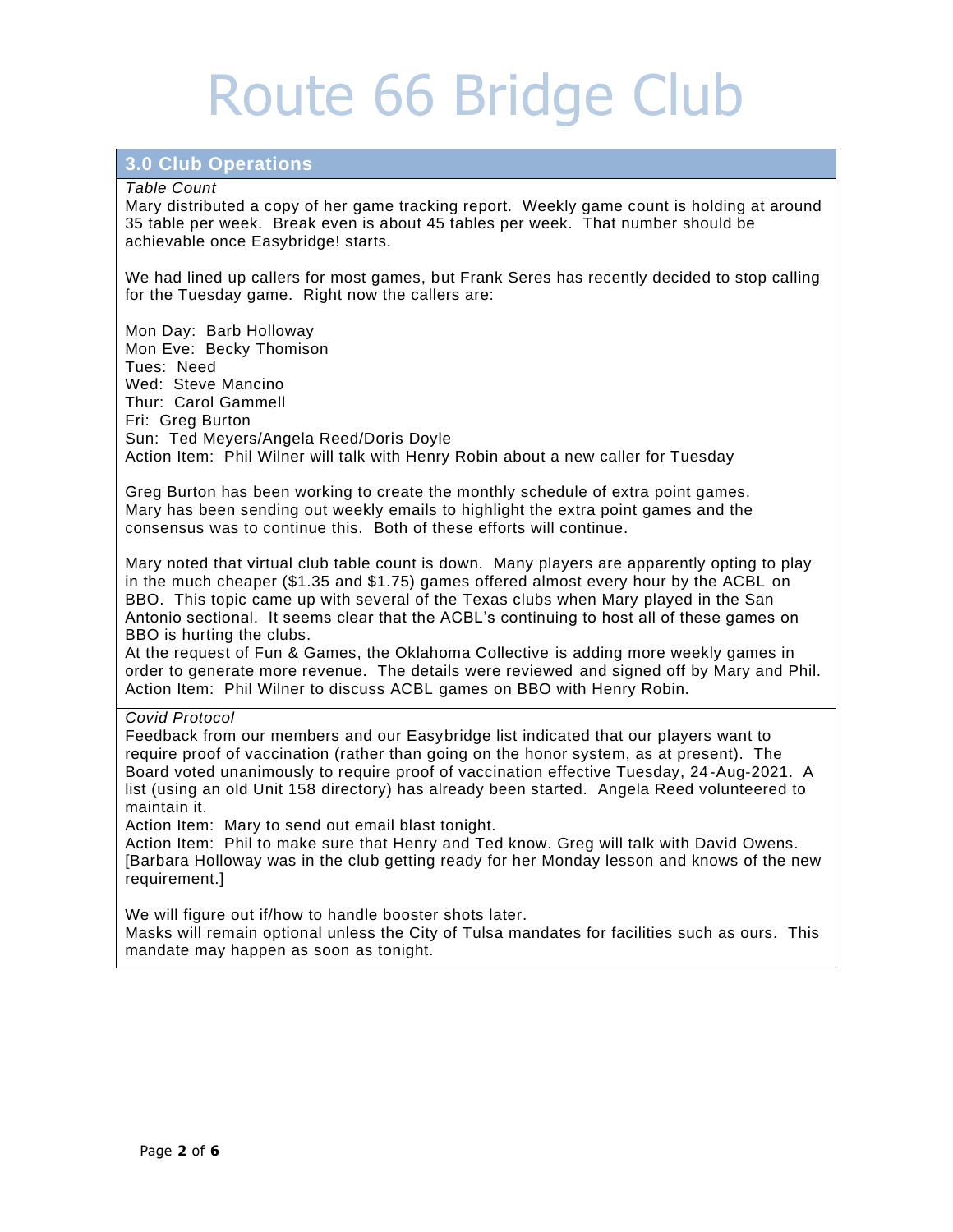# Route 66 Bridge Club

## 3.0 Club Operations

*Table Count*

Mary distributed a copy of her game tracking report. Weekly game count is holding at around 35 table per week. Break even is about 45 tables per week. That number should be achievable once Easybridge! starts.

We had lined up callers for most games, but Frank Seres has recently decided to stop calling for the Tuesday game. Right now the callers are:

Mon Day: Barb Holloway  
Mon Eve: Becky Thomison  
Tues: Need  
Wed: Steve Mancino  
Thur: Carol Gammell  
Fri: Greg Burton  
Sun: Ted Meyers/Angela Reed/Doris Doyle  
Action Item: Phil Wilner will talk with Henry Robin about a new caller for Tuesday

Greg Burton has been working to create the monthly schedule of extra point games. Mary has been sending out weekly emails to highlight the extra point games and the consensus was to continue this. Both of these efforts will continue.

Mary noted that virtual club table count is down. Many players are apparently opting to play in the much cheaper ($1.35 and $1.75) games offered almost every hour by the ACBL on BBO. This topic came up with several of the Texas clubs when Mary played in the San Antonio sectional. It seems clear that the ACBL's continuing to host all of these games on BBO is hurting the clubs.  
At the request of Fun & Games, the Oklahoma Collective is adding more weekly games in order to generate more revenue. The details were reviewed and signed off by Mary and Phil.  
Action Item: Phil Wilner to discuss ACBL games on BBO with Henry Robin.

*Covid Protocol*

Feedback from our members and our Easybridge list indicated that our players want to require proof of vaccination (rather than going on the honor system, as at present). The Board voted unanimously to require proof of vaccination effective Tuesday, 24-Aug-2021. A list (using an old Unit 158 directory) has already been started. Angela Reed volunteered to maintain it.  
Action Item: Mary to send out email blast tonight.  
Action Item: Phil to make sure that Henry and Ted know. Greg will talk with David Owens. [Barbara Holloway was in the club getting ready for her Monday lesson and knows of the new requirement.]

We will figure out if/how to handle booster shots later.  
Masks will remain optional unless the City of Tulsa mandates for facilities such as ours. This mandate may happen as soon as tonight.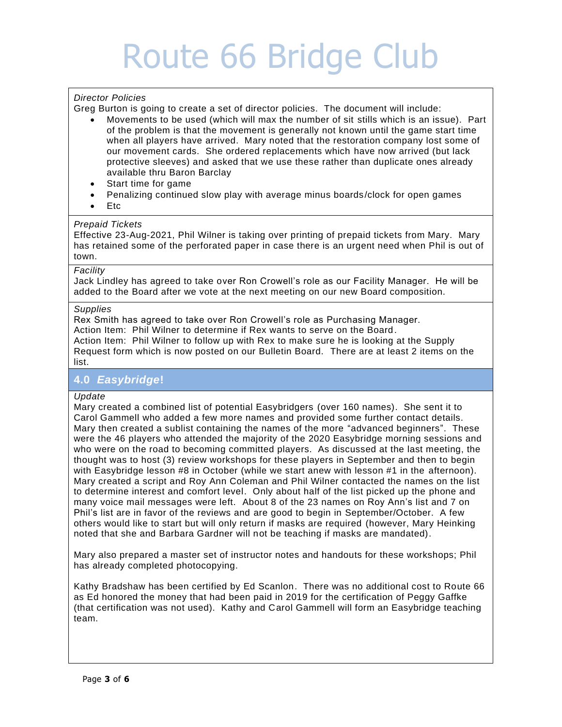# Route 66 Bridge Club

*Director Policies*

Greg Burton is going to create a set of director policies. The document will include:

- Movements to be used (which will max the number of sit stills which is an issue). Part of the problem is that the movement is generally not known until the game start time when all players have arrived. Mary noted that the restoration company lost some of our movement cards. She ordered replacements which have now arrived (but lack protective sleeves) and asked that we use these rather than duplicate ones already available thru Baron Barclay
- Start time for game
- Penalizing continued slow play with average minus boards/clock for open games
- Etc

*Prepaid Tickets*

Effective 23-Aug-2021, Phil Wilner is taking over printing of prepaid tickets from Mary. Mary has retained some of the perforated paper in case there is an urgent need when Phil is out of town.

*Facility*

Jack Lindley has agreed to take over Ron Crowell's role as our Facility Manager. He will be added to the Board after we vote at the next meeting on our new Board composition.

*Supplies*

Rex Smith has agreed to take over Ron Crowell's role as Purchasing Manager.
Action Item: Phil Wilner to determine if Rex wants to serve on the Board.
Action Item: Phil Wilner to follow up with Rex to make sure he is looking at the Supply Request form which is now posted on our Bulletin Board. There are at least 2 items on the list.

## 4.0 *Easybridge*!

*Update*

Mary created a combined list of potential Easybridgers (over 160 names). She sent it to Carol Gammell who added a few more names and provided some further contact details. Mary then created a sublist containing the names of the more "advanced beginners". These were the 46 players who attended the majority of the 2020 Easybridge morning sessions and who were on the road to becoming committed players. As discussed at the last meeting, the thought was to host (3) review workshops for these players in September and then to begin with Easybridge lesson #8 in October (while we start anew with lesson #1 in the afternoon). Mary created a script and Roy Ann Coleman and Phil Wilner contacted the names on the list to determine interest and comfort level. Only about half of the list picked up the phone and many voice mail messages were left. About 8 of the 23 names on Roy Ann's list and 7 on Phil's list are in favor of the reviews and are good to begin in September/October. A few others would like to start but will only return if masks are required (however, Mary Heinking noted that she and Barbara Gardner will not be teaching if masks are mandated).

Mary also prepared a master set of instructor notes and handouts for these workshops; Phil has already completed photocopying.

Kathy Bradshaw has been certified by Ed Scanlon. There was no additional cost to Route 66 as Ed honored the money that had been paid in 2019 for the certification of Peggy Gaffke (that certification was not used). Kathy and Carol Gammell will form an Easybridge teaching team.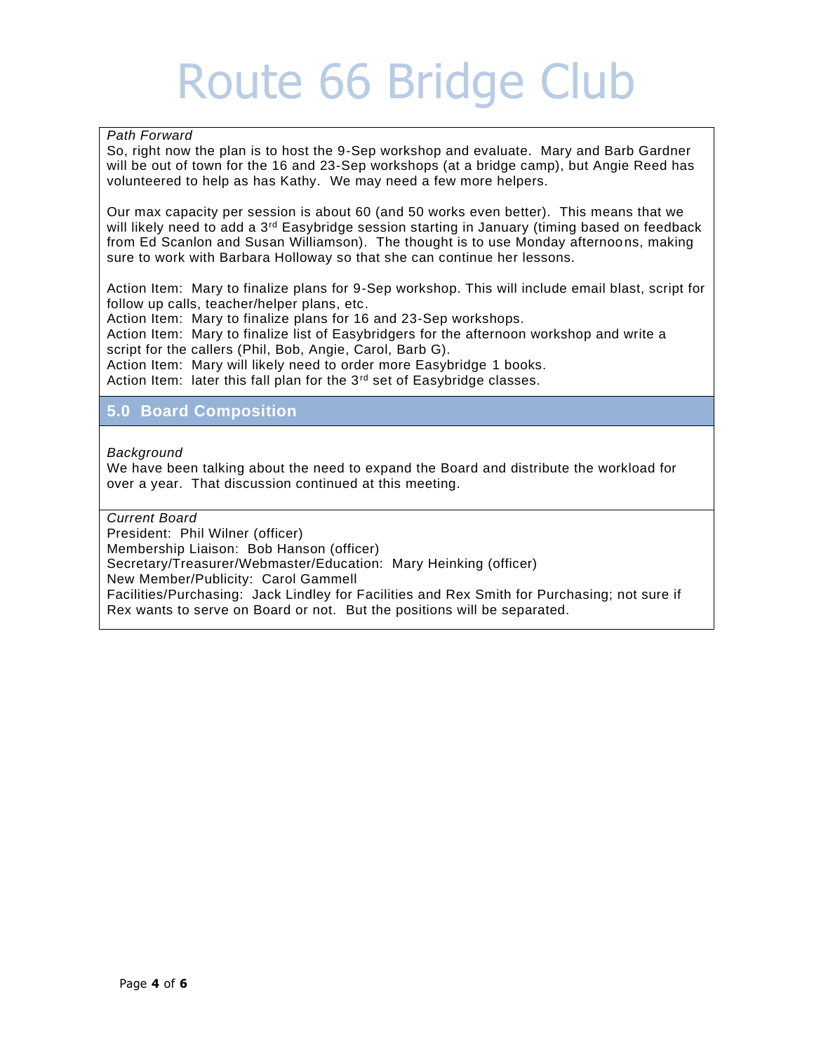*Path Forward*

So, right now the plan is to host the 9-Sep workshop and evaluate. Mary and Barb Gardner will be out of town for the 16 and 23-Sep workshops (at a bridge camp), but Angie Reed has volunteered to help as has Kathy. We may need a few more helpers.

Our max capacity per session is about 60 (and 50 works even better). This means that we will likely need to add a 3rd Easybridge session starting in January (timing based on feedback from Ed Scanlon and Susan Williamson). The thought is to use Monday afternoons, making sure to work with Barbara Holloway so that she can continue her lessons.

Action Item: Mary to finalize plans for 9-Sep workshop. This will include email blast, script for follow up calls, teacher/helper plans, etc.
Action Item: Mary to finalize plans for 16 and 23-Sep workshops.
Action Item: Mary to finalize list of Easybridgers for the afternoon workshop and write a script for the callers (Phil, Bob, Angie, Carol, Barb G).
Action Item: Mary will likely need to order more Easybridge 1 books.
Action Item: later this fall plan for the 3rd set of Easybridge classes.

## 5.0 Board Composition

*Background*

We have been talking about the need to expand the Board and distribute the workload for over a year. That discussion continued at this meeting.

*Current Board*

President: Phil Wilner (officer)
Membership Liaison: Bob Hanson (officer)
Secretary/Treasurer/Webmaster/Education: Mary Heinking (officer)
New Member/Publicity: Carol Gammell
Facilities/Purchasing: Jack Lindley for Facilities and Rex Smith for Purchasing; not sure if Rex wants to serve on Board or not. But the positions will be separated.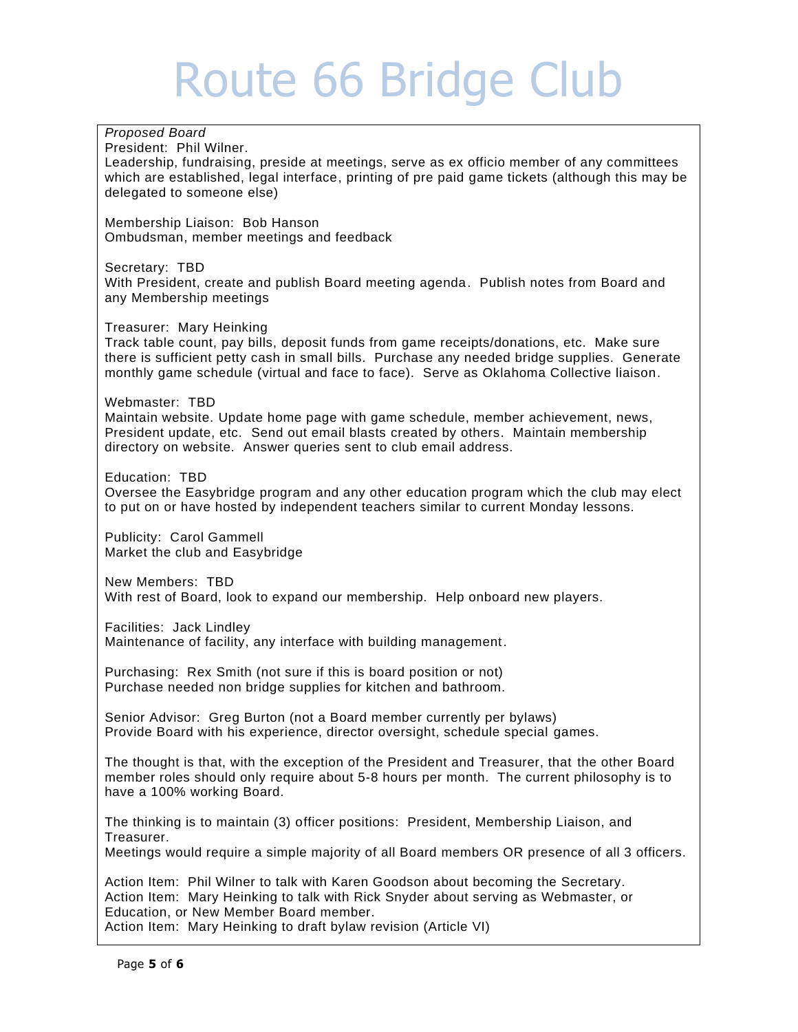*Proposed Board*

President: Phil Wilner.
Leadership, fundraising, preside at meetings, serve as ex officio member of any committees which are established, legal interface, printing of pre paid game tickets (although this may be delegated to someone else)

Membership Liaison: Bob Hanson
Ombudsman, member meetings and feedback

Secretary: TBD
With President, create and publish Board meeting agenda. Publish notes from Board and any Membership meetings

Treasurer: Mary Heinking
Track table count, pay bills, deposit funds from game receipts/donations, etc. Make sure there is sufficient petty cash in small bills. Purchase any needed bridge supplies. Generate monthly game schedule (virtual and face to face). Serve as Oklahoma Collective liaison.

Webmaster: TBD
Maintain website. Update home page with game schedule, member achievement, news, President update, etc. Send out email blasts created by others. Maintain membership directory on website. Answer queries sent to club email address.

Education: TBD
Oversee the Easybridge program and any other education program which the club may elect to put on or have hosted by independent teachers similar to current Monday lessons.

Publicity: Carol Gammell
Market the club and Easybridge

New Members: TBD
With rest of Board, look to expand our membership. Help onboard new players.

Facilities: Jack Lindley
Maintenance of facility, any interface with building management.

Purchasing: Rex Smith (not sure if this is board position or not)
Purchase needed non bridge supplies for kitchen and bathroom.

Senior Advisor: Greg Burton (not a Board member currently per bylaws)
Provide Board with his experience, director oversight, schedule special games.

The thought is that, with the exception of the President and Treasurer, that the other Board member roles should only require about 5-8 hours per month. The current philosophy is to have a 100% working Board.

The thinking is to maintain (3) officer positions: President, Membership Liaison, and Treasurer.
Meetings would require a simple majority of all Board members OR presence of all 3 officers.

Action Item: Phil Wilner to talk with Karen Goodson about becoming the Secretary.
Action Item: Mary Heinking to talk with Rick Snyder about serving as Webmaster, or Education, or New Member Board member.
Action Item: Mary Heinking to draft bylaw revision (Article VI)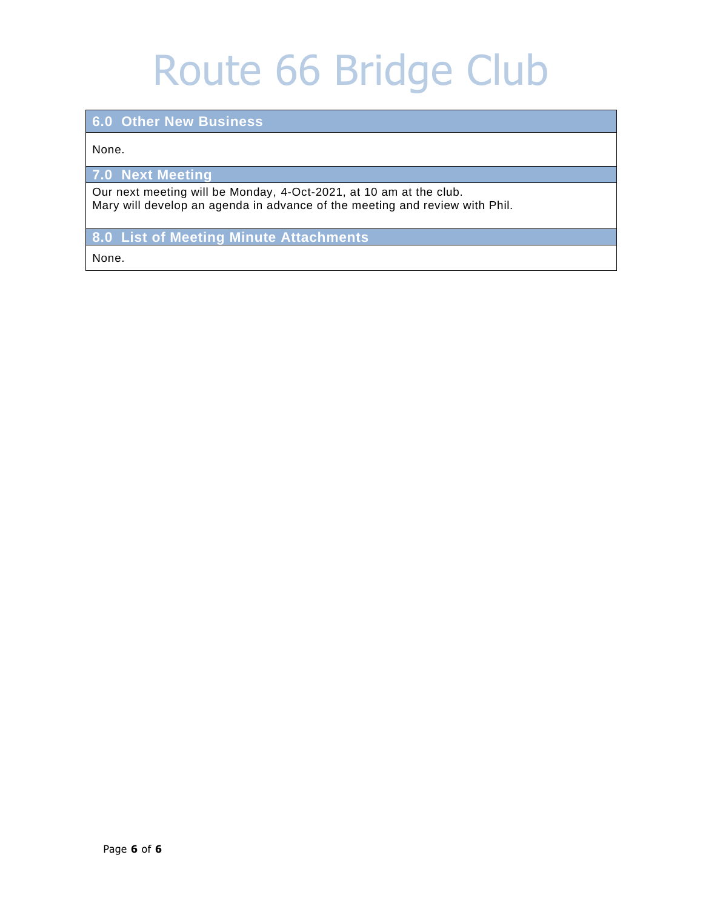# Route 66 Bridge Club

## 6.0 Other New Business

None.

## 7.0 Next Meeting

Our next meeting will be Monday, 4-Oct-2021, at 10 am at the club.
Mary will develop an agenda in advance of the meeting and review with Phil.

## 8.0 List of Meeting Minute Attachments

None.